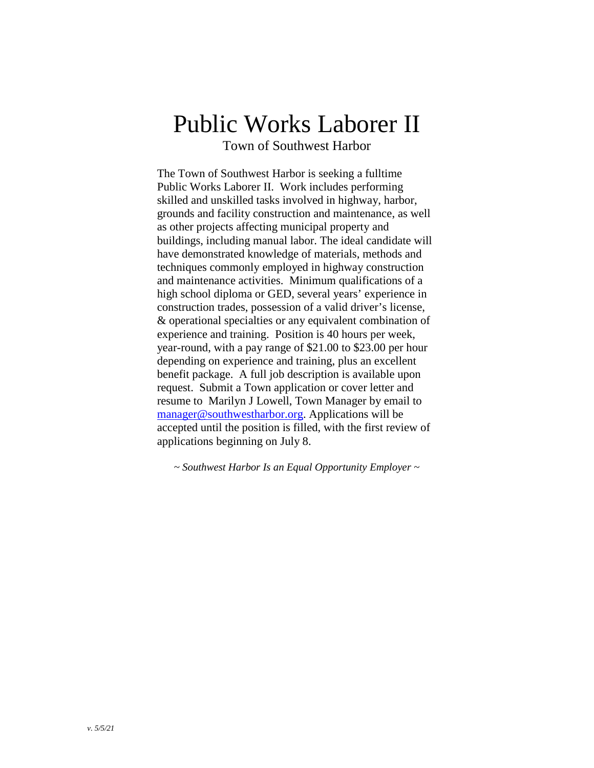# Public Works Laborer II

Town of Southwest Harbor

The Town of Southwest Harbor is seeking a fulltime Public Works Laborer II. Work includes performing skilled and unskilled tasks involved in highway, harbor, grounds and facility construction and maintenance, as well as other projects affecting municipal property and buildings, including manual labor. The ideal candidate will have demonstrated knowledge of materials, methods and techniques commonly employed in highway construction and maintenance activities. Minimum qualifications of a high school diploma or GED, several years' experience in construction trades, possession of a valid driver's license, & operational specialties or any equivalent combination of experience and training. Position is 40 hours per week, year-round, with a pay range of $21.00 to $23.00 per hour depending on experience and training, plus an excellent benefit package. A full job description is available upon request. Submit a Town application or cover letter and resume to Marilyn J Lowell, Town Manager by email to [manager@southwestharbor.org](mailto:manager@southwestharbor.org). Applications will be accepted until the position is filled, with the first review of applications beginning on July 8.

*~ Southwest Harbor Is an Equal Opportunity Employer ~*

*v. 5/5/21*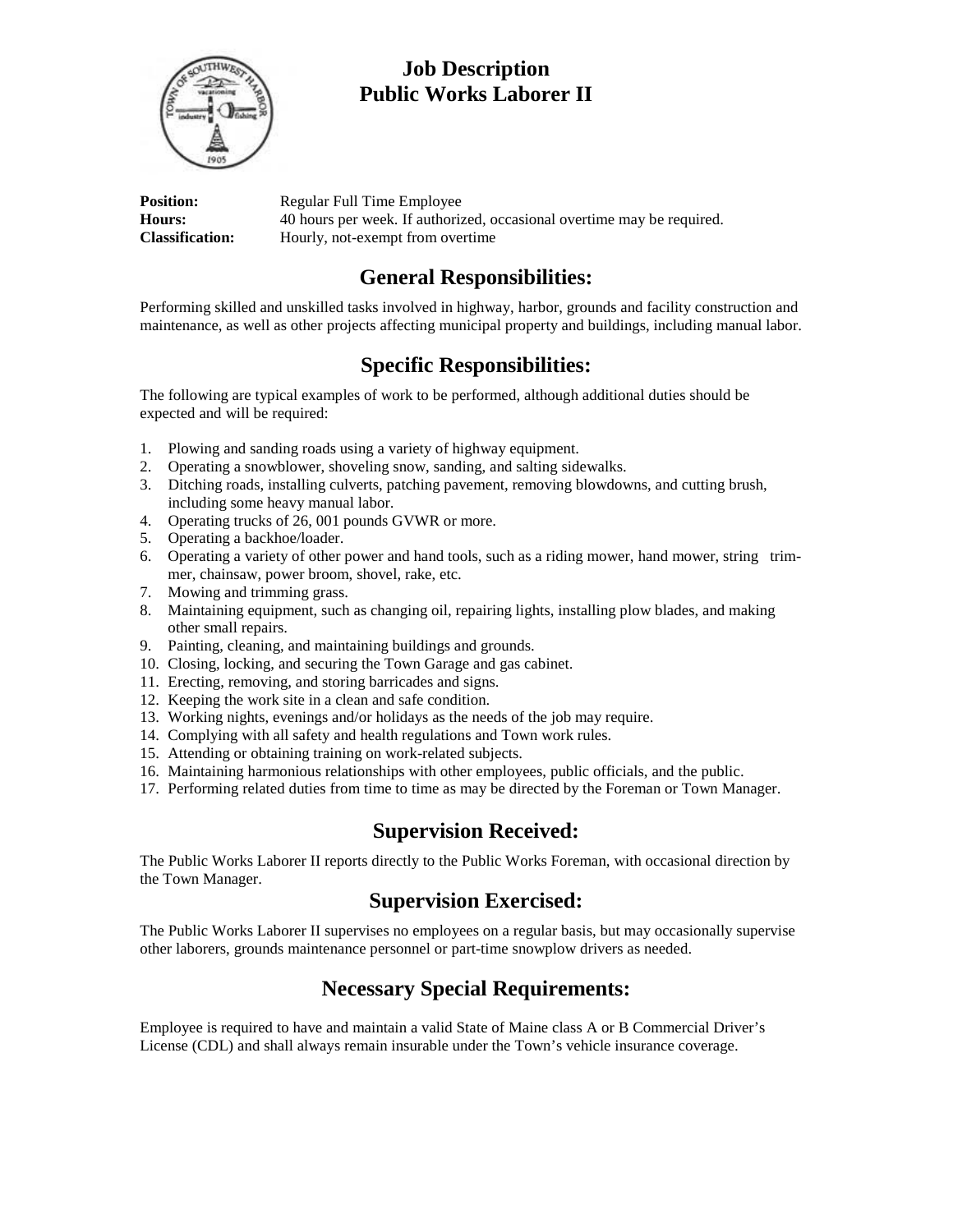# Job Description
# Public Works Laborer II

**Position:** Regular Full Time Employee
**Hours:** 40 hours per week. If authorized, occasional overtime may be required.
**Classification:** Hourly, not-exempt from overtime

## General Responsibilities:

Performing skilled and unskilled tasks involved in highway, harbor, grounds and facility construction and maintenance, as well as other projects affecting municipal property and buildings, including manual labor.

## Specific Responsibilities:

The following are typical examples of work to be performed, although additional duties should be expected and will be required:

1. Plowing and sanding roads using a variety of highway equipment.
2. Operating a snowblower, shoveling snow, sanding, and salting sidewalks.
3. Ditching roads, installing culverts, patching pavement, removing blowdowns, and cutting brush, including some heavy manual labor.
4. Operating trucks of 26, 001 pounds GVWR or more.
5. Operating a backhoe/loader.
6. Operating a variety of other power and hand tools, such as a riding mower, hand mower, string trimmer, chainsaw, power broom, shovel, rake, etc.
7. Mowing and trimming grass.
8. Maintaining equipment, such as changing oil, repairing lights, installing plow blades, and making other small repairs.
9. Painting, cleaning, and maintaining buildings and grounds.
10. Closing, locking, and securing the Town Garage and gas cabinet.
11. Erecting, removing, and storing barricades and signs.
12. Keeping the work site in a clean and safe condition.
13. Working nights, evenings and/or holidays as the needs of the job may require.
14. Complying with all safety and health regulations and Town work rules.
15. Attending or obtaining training on work-related subjects.
16. Maintaining harmonious relationships with other employees, public officials, and the public.
17. Performing related duties from time to time as may be directed by the Foreman or Town Manager.

## Supervision Received:

The Public Works Laborer II reports directly to the Public Works Foreman, with occasional direction by the Town Manager.

## Supervision Exercised:

The Public Works Laborer II supervises no employees on a regular basis, but may occasionally supervise other laborers, grounds maintenance personnel or part-time snowplow drivers as needed.

## Necessary Special Requirements:

Employee is required to have and maintain a valid State of Maine class A or B Commercial Driver's License (CDL) and shall always remain insurable under the Town's vehicle insurance coverage.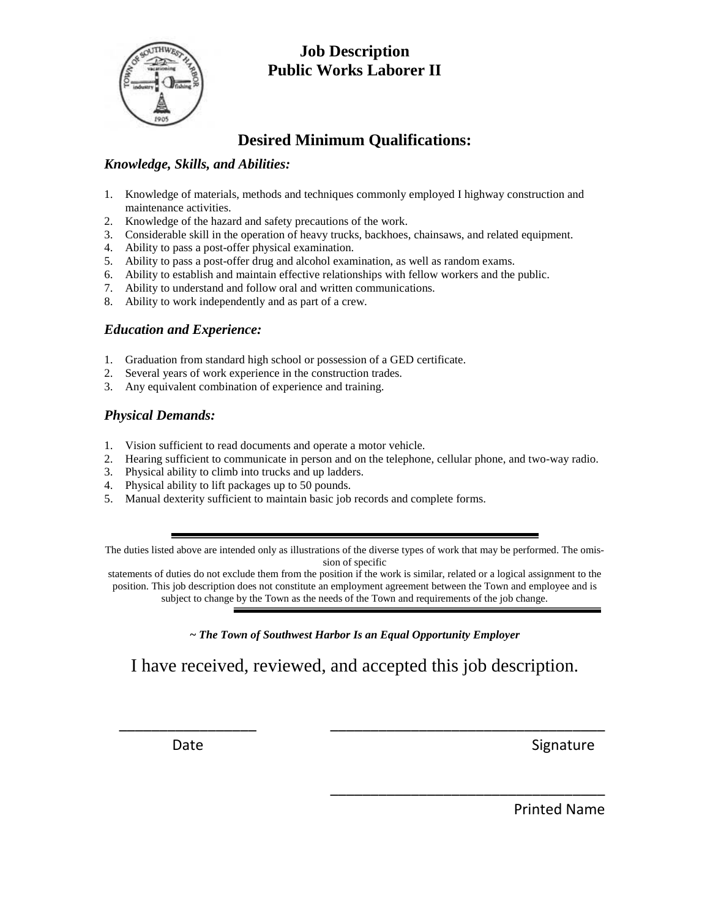# Job Description
# Public Works Laborer II

## Desired Minimum Qualifications:

### *Knowledge, Skills, and Abilities:*

1. Knowledge of materials, methods and techniques commonly employed I highway construction and maintenance activities.
2. Knowledge of the hazard and safety precautions of the work.
3. Considerable skill in the operation of heavy trucks, backhoes, chainsaws, and related equipment.
4. Ability to pass a post-offer physical examination.
5. Ability to pass a post-offer drug and alcohol examination, as well as random exams.
6. Ability to establish and maintain effective relationships with fellow workers and the public.
7. Ability to understand and follow oral and written communications.
8. Ability to work independently and as part of a crew.

### *Education and Experience:*

1. Graduation from standard high school or possession of a GED certificate.
2. Several years of work experience in the construction trades.
3. Any equivalent combination of experience and training.

### *Physical Demands:*

1. Vision sufficient to read documents and operate a motor vehicle.
2. Hearing sufficient to communicate in person and on the telephone, cellular phone, and two-way radio.
3. Physical ability to climb into trucks and up ladders.
4. Physical ability to lift packages up to 50 pounds.
5. Manual dexterity sufficient to maintain basic job records and complete forms.

---

The duties listed above are intended only as illustrations of the diverse types of work that may be performed. The omission of specific statements of duties do not exclude them from the position if the work is similar, related or a logical assignment to the position. This job description does not constitute an employment agreement between the Town and employee and is subject to change by the Town as the needs of the Town and requirements of the job change.

---

***~ The Town of Southwest Harbor Is an Equal Opportunity Employer***

I have received, reviewed, and accepted this job description.

\_\_\_\_\_\_\_\_\_\_\_\_\_\_\_\_\_\_ Date

\_\_\_\_\_\_\_\_\_\_\_\_\_\_\_\_\_\_\_\_\_\_\_\_\_\_\_\_\_\_\_\_\_\_\_\_ Signature

\_\_\_\_\_\_\_\_\_\_\_\_\_\_\_\_\_\_\_\_\_\_\_\_\_\_\_\_\_\_\_\_\_\_\_\_ Printed Name